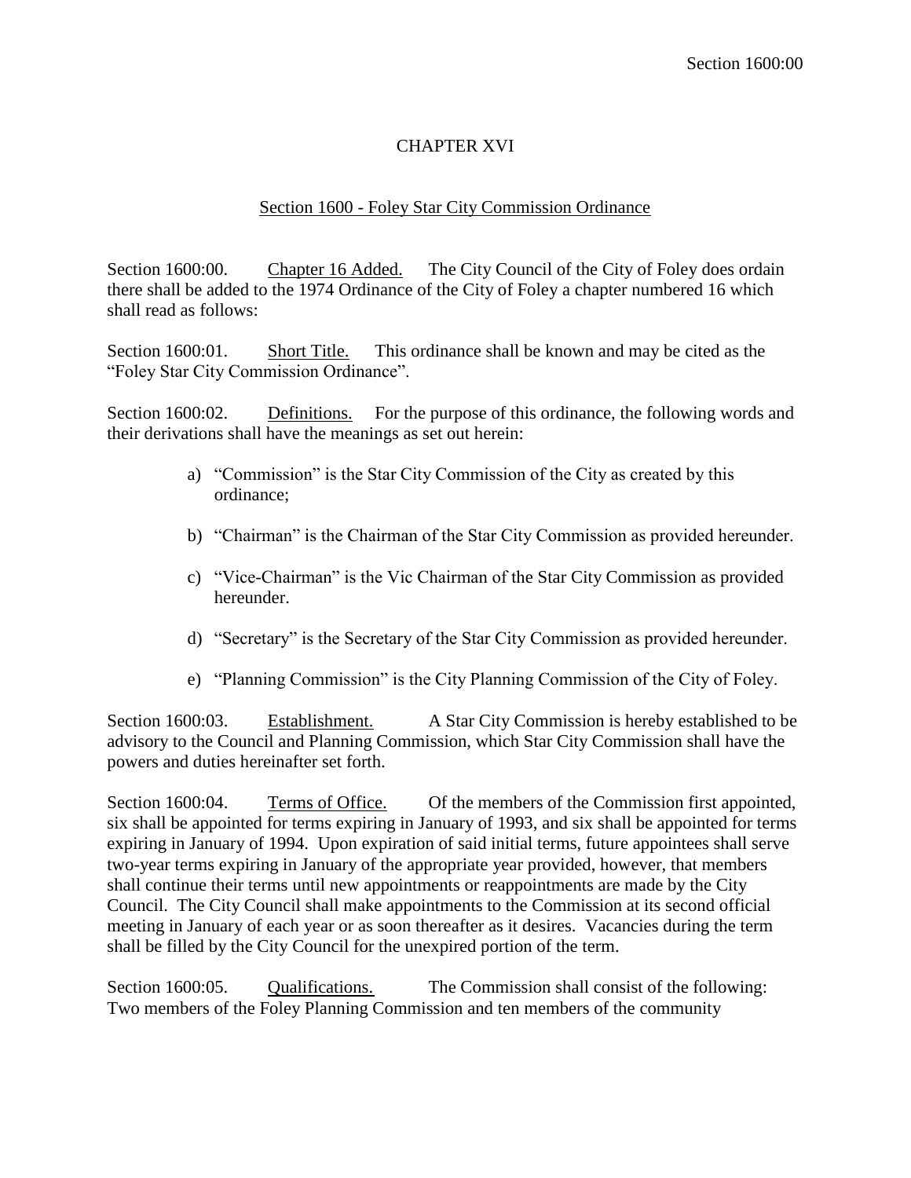# CHAPTER XVI

## Section 1600 - Foley Star City Commission Ordinance

Section 1600:00. Chapter 16 Added. The City Council of the City of Foley does ordain there shall be added to the 1974 Ordinance of the City of Foley a chapter numbered 16 which shall read as follows:

Section 1600:01. Short Title. This ordinance shall be known and may be cited as the "Foley Star City Commission Ordinance".

Section 1600:02. Definitions. For the purpose of this ordinance, the following words and their derivations shall have the meanings as set out herein:

a) "Commission" is the Star City Commission of the City as created by this ordinance;

b) "Chairman" is the Chairman of the Star City Commission as provided hereunder.

c) "Vice-Chairman" is the Vic Chairman of the Star City Commission as provided hereunder.

d) "Secretary" is the Secretary of the Star City Commission as provided hereunder.

e) "Planning Commission" is the City Planning Commission of the City of Foley.

Section 1600:03. Establishment. A Star City Commission is hereby established to be advisory to the Council and Planning Commission, which Star City Commission shall have the powers and duties hereinafter set forth.

Section 1600:04. Terms of Office. Of the members of the Commission first appointed, six shall be appointed for terms expiring in January of 1993, and six shall be appointed for terms expiring in January of 1994. Upon expiration of said initial terms, future appointees shall serve two-year terms expiring in January of the appropriate year provided, however, that members shall continue their terms until new appointments or reappointments are made by the City Council. The City Council shall make appointments to the Commission at its second official meeting in January of each year or as soon thereafter as it desires. Vacancies during the term shall be filled by the City Council for the unexpired portion of the term.

Section 1600:05. Qualifications. The Commission shall consist of the following: Two members of the Foley Planning Commission and ten members of the community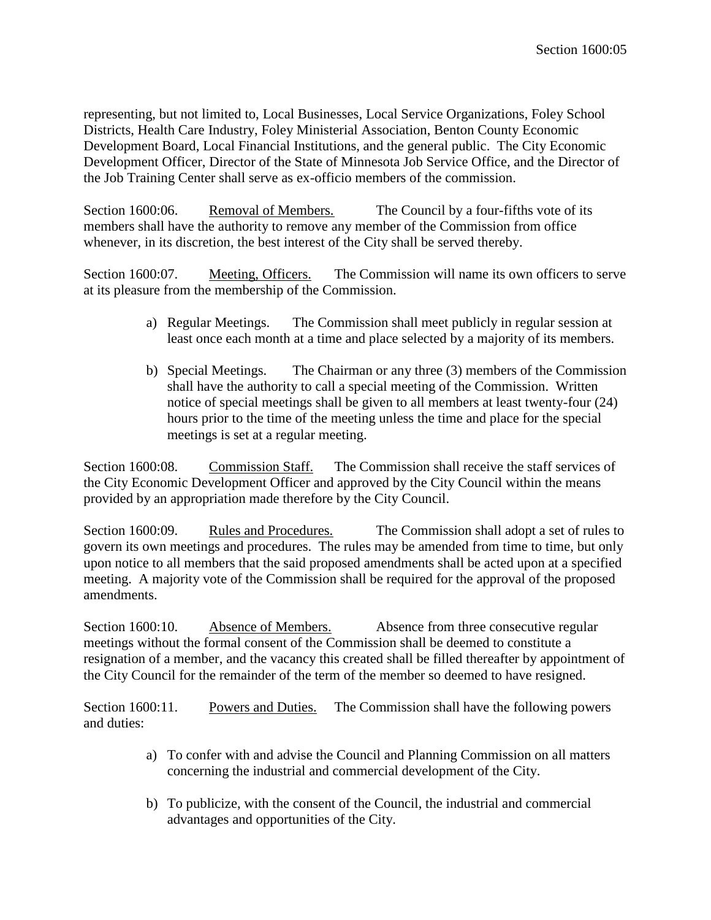representing, but not limited to, Local Businesses, Local Service Organizations, Foley School Districts, Health Care Industry, Foley Ministerial Association, Benton County Economic Development Board, Local Financial Institutions, and the general public. The City Economic Development Officer, Director of the State of Minnesota Job Service Office, and the Director of the Job Training Center shall serve as ex-officio members of the commission.

Section 1600:06. Removal of Members. The Council by a four-fifths vote of its members shall have the authority to remove any member of the Commission from office whenever, in its discretion, the best interest of the City shall be served thereby.

Section 1600:07. Meeting, Officers. The Commission will name its own officers to serve at its pleasure from the membership of the Commission.

a) Regular Meetings. The Commission shall meet publicly in regular session at least once each month at a time and place selected by a majority of its members.

b) Special Meetings. The Chairman or any three (3) members of the Commission shall have the authority to call a special meeting of the Commission. Written notice of special meetings shall be given to all members at least twenty-four (24) hours prior to the time of the meeting unless the time and place for the special meetings is set at a regular meeting.

Section 1600:08. Commission Staff. The Commission shall receive the staff services of the City Economic Development Officer and approved by the City Council within the means provided by an appropriation made therefore by the City Council.

Section 1600:09. Rules and Procedures. The Commission shall adopt a set of rules to govern its own meetings and procedures. The rules may be amended from time to time, but only upon notice to all members that the said proposed amendments shall be acted upon at a specified meeting. A majority vote of the Commission shall be required for the approval of the proposed amendments.

Section 1600:10. Absence of Members. Absence from three consecutive regular meetings without the formal consent of the Commission shall be deemed to constitute a resignation of a member, and the vacancy this created shall be filled thereafter by appointment of the City Council for the remainder of the term of the member so deemed to have resigned.

Section 1600:11. Powers and Duties. The Commission shall have the following powers and duties:

a) To confer with and advise the Council and Planning Commission on all matters concerning the industrial and commercial development of the City.

b) To publicize, with the consent of the Council, the industrial and commercial advantages and opportunities of the City.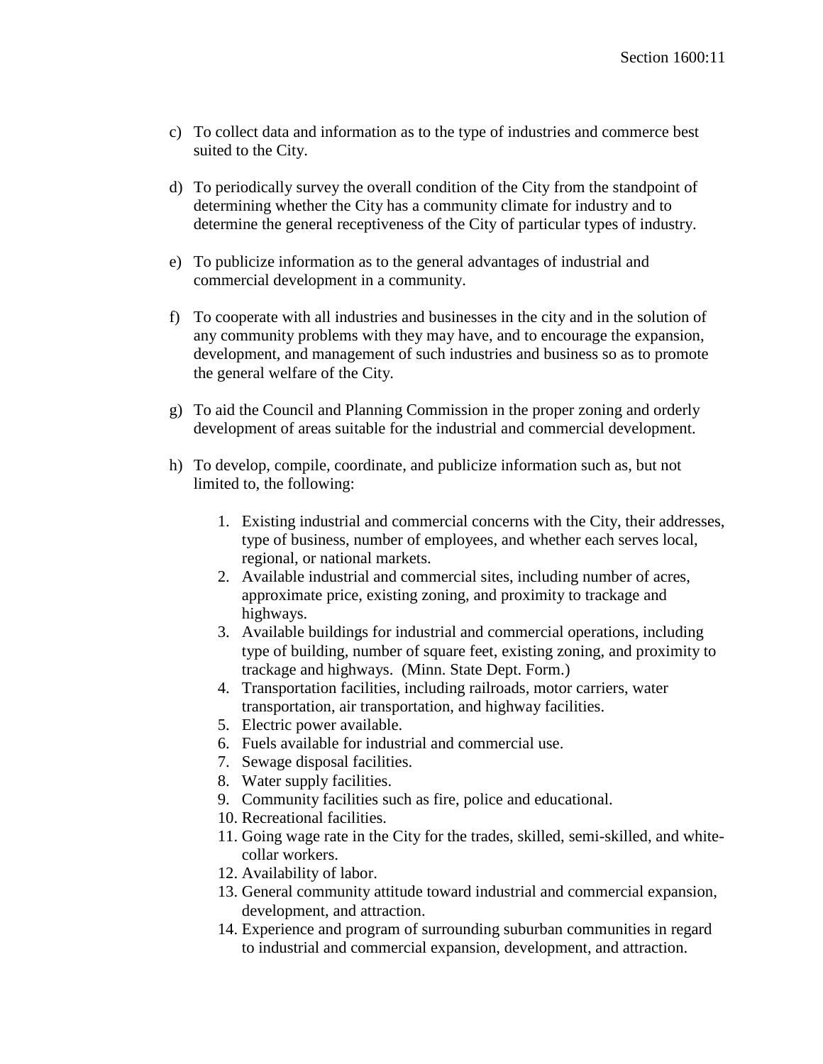c) To collect data and information as to the type of industries and commerce best suited to the City.

d) To periodically survey the overall condition of the City from the standpoint of determining whether the City has a community climate for industry and to determine the general receptiveness of the City of particular types of industry.

e) To publicize information as to the general advantages of industrial and commercial development in a community.

f) To cooperate with all industries and businesses in the city and in the solution of any community problems with they may have, and to encourage the expansion, development, and management of such industries and business so as to promote the general welfare of the City.

g) To aid the Council and Planning Commission in the proper zoning and orderly development of areas suitable for the industrial and commercial development.

h) To develop, compile, coordinate, and publicize information such as, but not limited to, the following:

   1. Existing industrial and commercial concerns with the City, their addresses, type of business, number of employees, and whether each serves local, regional, or national markets.
   2. Available industrial and commercial sites, including number of acres, approximate price, existing zoning, and proximity to trackage and highways.
   3. Available buildings for industrial and commercial operations, including type of building, number of square feet, existing zoning, and proximity to trackage and highways. (Minn. State Dept. Form.)
   4. Transportation facilities, including railroads, motor carriers, water transportation, air transportation, and highway facilities.
   5. Electric power available.
   6. Fuels available for industrial and commercial use.
   7. Sewage disposal facilities.
   8. Water supply facilities.
   9. Community facilities such as fire, police and educational.
   10. Recreational facilities.
   11. Going wage rate in the City for the trades, skilled, semi-skilled, and white-collar workers.
   12. Availability of labor.
   13. General community attitude toward industrial and commercial expansion, development, and attraction.
   14. Experience and program of surrounding suburban communities in regard to industrial and commercial expansion, development, and attraction.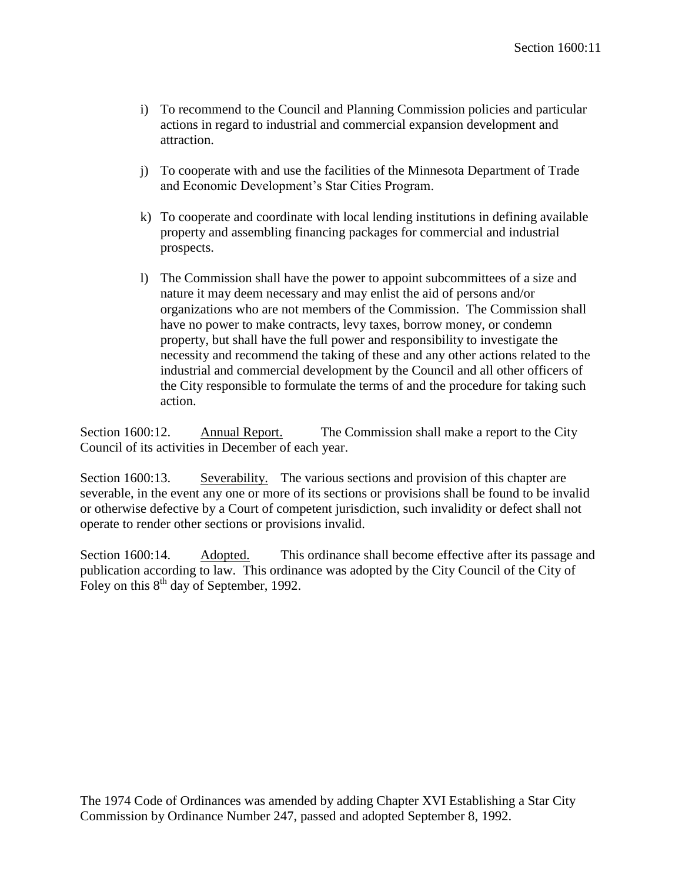i) To recommend to the Council and Planning Commission policies and particular actions in regard to industrial and commercial expansion development and attraction.

j) To cooperate with and use the facilities of the Minnesota Department of Trade and Economic Development's Star Cities Program.

k) To cooperate and coordinate with local lending institutions in defining available property and assembling financing packages for commercial and industrial prospects.

l) The Commission shall have the power to appoint subcommittees of a size and nature it may deem necessary and may enlist the aid of persons and/or organizations who are not members of the Commission. The Commission shall have no power to make contracts, levy taxes, borrow money, or condemn property, but shall have the full power and responsibility to investigate the necessity and recommend the taking of these and any other actions related to the industrial and commercial development by the Council and all other officers of the City responsible to formulate the terms of and the procedure for taking such action.

Section 1600:12. Annual Report. The Commission shall make a report to the City Council of its activities in December of each year.

Section 1600:13. Severability. The various sections and provision of this chapter are severable, in the event any one or more of its sections or provisions shall be found to be invalid or otherwise defective by a Court of competent jurisdiction, such invalidity or defect shall not operate to render other sections or provisions invalid.

Section 1600:14. Adopted. This ordinance shall become effective after its passage and publication according to law. This ordinance was adopted by the City Council of the City of Foley on this 8th day of September, 1992.

The 1974 Code of Ordinances was amended by adding Chapter XVI Establishing a Star City Commission by Ordinance Number 247, passed and adopted September 8, 1992.